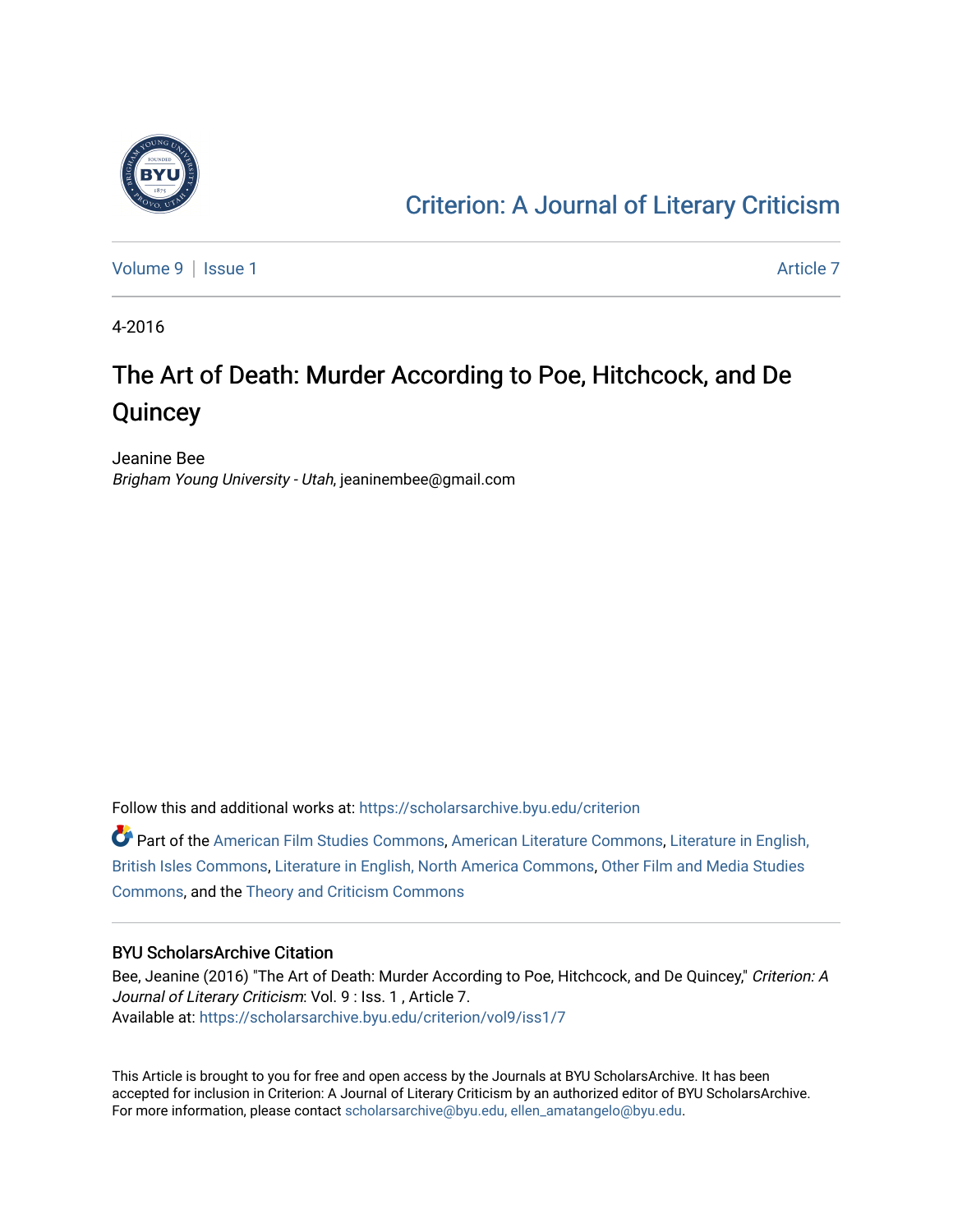[Criterion: A Journal of Literary Criticism](https://scholarsarchive.byu.edu/criterion)

Volume 9 | Issue 1 Article 7

4-2016

# The Art of Death: Murder According to Poe, Hitchcock, and De Quincey

Jeanine Bee
*Brigham Young University - Utah*, jeaninembee@gmail.com

Follow this and additional works at: https://scholarsarchive.byu.edu/criterion

Part of the American Film Studies Commons, American Literature Commons, Literature in English, British Isles Commons, Literature in English, North America Commons, Other Film and Media Studies Commons, and the Theory and Criticism Commons

## BYU ScholarsArchive Citation

Bee, Jeanine (2016) "The Art of Death: Murder According to Poe, Hitchcock, and De Quincey," *Criterion: A Journal of Literary Criticism*: Vol. 9 : Iss. 1 , Article 7.
Available at: https://scholarsarchive.byu.edu/criterion/vol9/iss1/7

This Article is brought to you for free and open access by the Journals at BYU ScholarsArchive. It has been accepted for inclusion in Criterion: A Journal of Literary Criticism by an authorized editor of BYU ScholarsArchive. For more information, please contact scholarsarchive@byu.edu, ellen_amatangelo@byu.edu.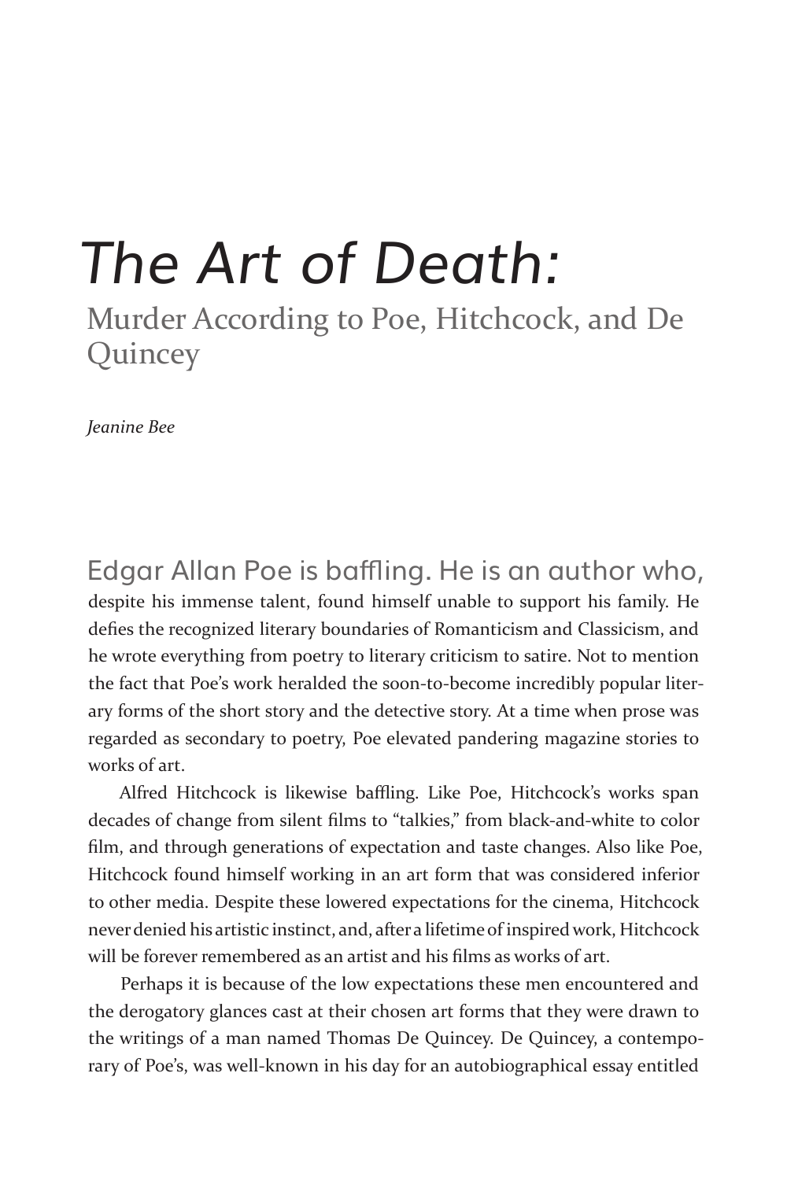# *The Art of Death:*

## Murder According to Poe, Hitchcock, and De Quincey

*Jeanine Bee*

Edgar Allan Poe is baffling. He is an author who, despite his immense talent, found himself unable to support his family. He defies the recognized literary boundaries of Romanticism and Classicism, and he wrote everything from poetry to literary criticism to satire. Not to mention the fact that Poe's work heralded the soon-to-become incredibly popular literary forms of the short story and the detective story. At a time when prose was regarded as secondary to poetry, Poe elevated pandering magazine stories to works of art.

Alfred Hitchcock is likewise baffling. Like Poe, Hitchcock's works span decades of change from silent films to "talkies," from black-and-white to color film, and through generations of expectation and taste changes. Also like Poe, Hitchcock found himself working in an art form that was considered inferior to other media. Despite these lowered expectations for the cinema, Hitchcock never denied his artistic instinct, and, after a lifetime of inspired work, Hitchcock will be forever remembered as an artist and his films as works of art.

Perhaps it is because of the low expectations these men encountered and the derogatory glances cast at their chosen art forms that they were drawn to the writings of a man named Thomas De Quincey. De Quincey, a contemporary of Poe's, was well-known in his day for an autobiographical essay entitled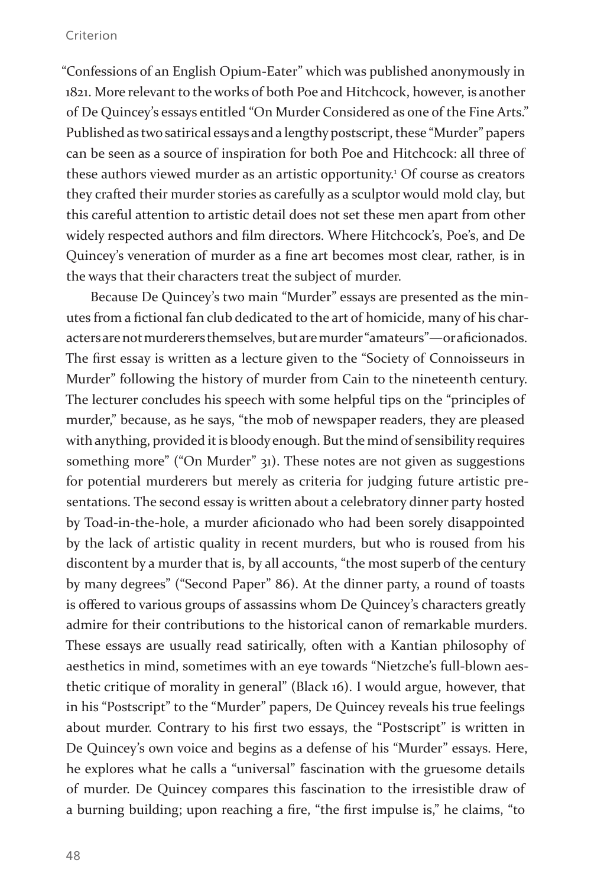"Confessions of an English Opium-Eater" which was published anonymously in 1821. More relevant to the works of both Poe and Hitchcock, however, is another of De Quincey's essays entitled "On Murder Considered as one of the Fine Arts." Published as two satirical essays and a lengthy postscript, these "Murder" papers can be seen as a source of inspiration for both Poe and Hitchcock: all three of these authors viewed murder as an artistic opportunity.[1] Of course as creators they crafted their murder stories as carefully as a sculptor would mold clay, but this careful attention to artistic detail does not set these men apart from other widely respected authors and film directors. Where Hitchcock's, Poe's, and De Quincey's veneration of murder as a fine art becomes most clear, rather, is in the ways that their characters treat the subject of murder.

Because De Quincey's two main "Murder" essays are presented as the minutes from a fictional fan club dedicated to the art of homicide, many of his characters are not murderers themselves, but are murder "amateurs"—or aficionados. The first essay is written as a lecture given to the "Society of Connoisseurs in Murder" following the history of murder from Cain to the nineteenth century. The lecturer concludes his speech with some helpful tips on the "principles of murder," because, as he says, "the mob of newspaper readers, they are pleased with anything, provided it is bloody enough. But the mind of sensibility requires something more" ("On Murder" 31). These notes are not given as suggestions for potential murderers but merely as criteria for judging future artistic presentations. The second essay is written about a celebratory dinner party hosted by Toad-in-the-hole, a murder aficionado who had been sorely disappointed by the lack of artistic quality in recent murders, but who is roused from his discontent by a murder that is, by all accounts, "the most superb of the century by many degrees" ("Second Paper" 86). At the dinner party, a round of toasts is offered to various groups of assassins whom De Quincey's characters greatly admire for their contributions to the historical canon of remarkable murders. These essays are usually read satirically, often with a Kantian philosophy of aesthetics in mind, sometimes with an eye towards "Nietzche's full-blown aesthetic critique of morality in general" (Black 16). I would argue, however, that in his "Postscript" to the "Murder" papers, De Quincey reveals his true feelings about murder. Contrary to his first two essays, the "Postscript" is written in De Quincey's own voice and begins as a defense of his "Murder" essays. Here, he explores what he calls a "universal" fascination with the gruesome details of murder. De Quincey compares this fascination to the irresistible draw of a burning building; upon reaching a fire, "the first impulse is," he claims, "to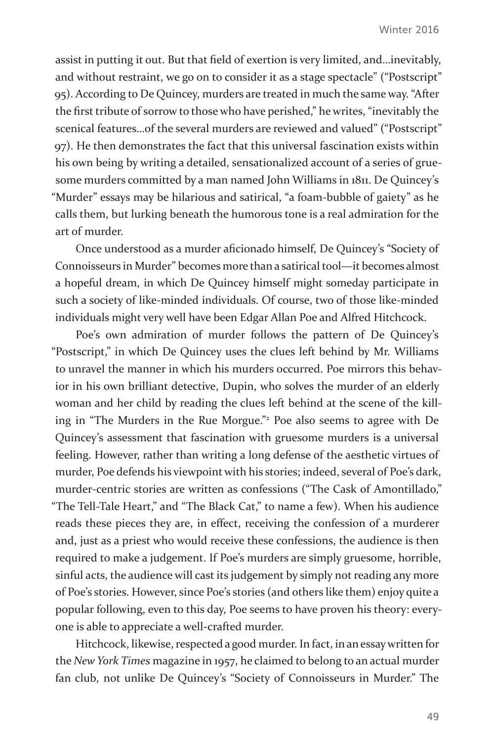assist in putting it out. But that field of exertion is very limited, and…inevitably, and without restraint, we go on to consider it as a stage spectacle" ("Postscript" 95). According to De Quincey, murders are treated in much the same way. "After the first tribute of sorrow to those who have perished," he writes, "inevitably the scenical features…of the several murders are reviewed and valued" ("Postscript" 97). He then demonstrates the fact that this universal fascination exists within his own being by writing a detailed, sensationalized account of a series of gruesome murders committed by a man named John Williams in 1811. De Quincey's "Murder" essays may be hilarious and satirical, "a foam-bubble of gaiety" as he calls them, but lurking beneath the humorous tone is a real admiration for the art of murder.

Once understood as a murder aficionado himself, De Quincey's "Society of Connoisseurs in Murder" becomes more than a satirical tool—it becomes almost a hopeful dream, in which De Quincey himself might someday participate in such a society of like-minded individuals. Of course, two of those like-minded individuals might very well have been Edgar Allan Poe and Alfred Hitchcock.

Poe's own admiration of murder follows the pattern of De Quincey's "Postscript," in which De Quincey uses the clues left behind by Mr. Williams to unravel the manner in which his murders occurred. Poe mirrors this behavior in his own brilliant detective, Dupin, who solves the murder of an elderly woman and her child by reading the clues left behind at the scene of the killing in "The Murders in the Rue Morgue."[2] Poe also seems to agree with De Quincey's assessment that fascination with gruesome murders is a universal feeling. However, rather than writing a long defense of the aesthetic virtues of murder, Poe defends his viewpoint with his stories; indeed, several of Poe's dark, murder-centric stories are written as confessions ("The Cask of Amontillado," "The Tell-Tale Heart," and "The Black Cat," to name a few). When his audience reads these pieces they are, in effect, receiving the confession of a murderer and, just as a priest who would receive these confessions, the audience is then required to make a judgement. If Poe's murders are simply gruesome, horrible, sinful acts, the audience will cast its judgement by simply not reading any more of Poe's stories. However, since Poe's stories (and others like them) enjoy quite a popular following, even to this day, Poe seems to have proven his theory: everyone is able to appreciate a well-crafted murder.

Hitchcock, likewise, respected a good murder. In fact, in an essay written for the *New York Times* magazine in 1957, he claimed to belong to an actual murder fan club, not unlike De Quincey's "Society of Connoisseurs in Murder." The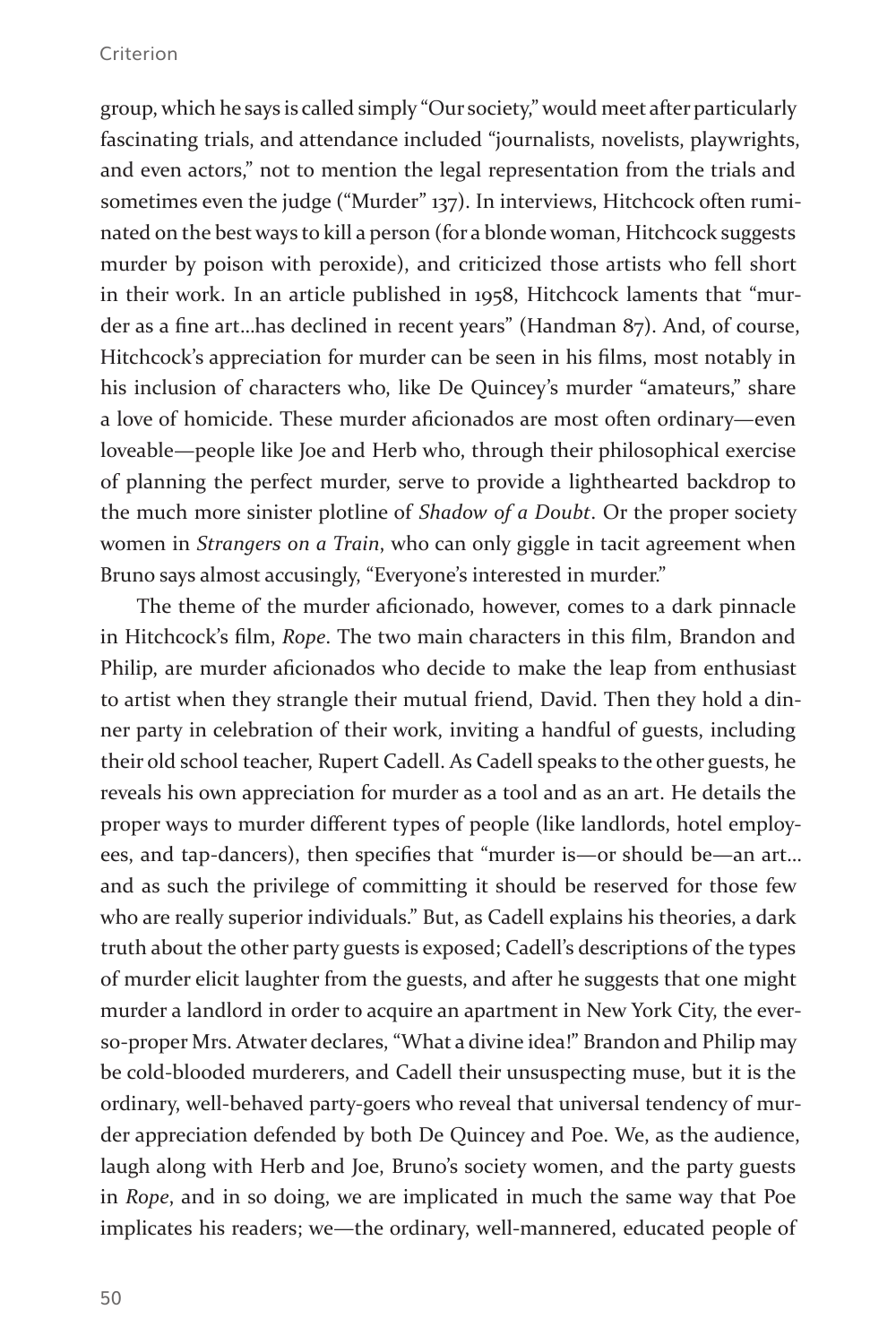group, which he says is called simply "Our society," would meet after particularly fascinating trials, and attendance included "journalists, novelists, playwrights, and even actors," not to mention the legal representation from the trials and sometimes even the judge ("Murder" 137). In interviews, Hitchcock often ruminated on the best ways to kill a person (for a blonde woman, Hitchcock suggests murder by poison with peroxide), and criticized those artists who fell short in their work. In an article published in 1958, Hitchcock laments that "murder as a fine art…has declined in recent years" (Handman 87). And, of course, Hitchcock's appreciation for murder can be seen in his films, most notably in his inclusion of characters who, like De Quincey's murder "amateurs," share a love of homicide. These murder aficionados are most often ordinary—even loveable—people like Joe and Herb who, through their philosophical exercise of planning the perfect murder, serve to provide a lighthearted backdrop to the much more sinister plotline of *Shadow of a Doubt*. Or the proper society women in *Strangers on a Train*, who can only giggle in tacit agreement when Bruno says almost accusingly, "Everyone's interested in murder."

The theme of the murder aficionado, however, comes to a dark pinnacle in Hitchcock's film, *Rope*. The two main characters in this film, Brandon and Philip, are murder aficionados who decide to make the leap from enthusiast to artist when they strangle their mutual friend, David. Then they hold a dinner party in celebration of their work, inviting a handful of guests, including their old school teacher, Rupert Cadell. As Cadell speaks to the other guests, he reveals his own appreciation for murder as a tool and as an art. He details the proper ways to murder different types of people (like landlords, hotel employees, and tap-dancers), then specifies that "murder is—or should be—an art… and as such the privilege of committing it should be reserved for those few who are really superior individuals." But, as Cadell explains his theories, a dark truth about the other party guests is exposed; Cadell's descriptions of the types of murder elicit laughter from the guests, and after he suggests that one might murder a landlord in order to acquire an apartment in New York City, the ever-so-proper Mrs. Atwater declares, "What a divine idea!" Brandon and Philip may be cold-blooded murderers, and Cadell their unsuspecting muse, but it is the ordinary, well-behaved party-goers who reveal that universal tendency of murder appreciation defended by both De Quincey and Poe. We, as the audience, laugh along with Herb and Joe, Bruno's society women, and the party guests in *Rope*, and in so doing, we are implicated in much the same way that Poe implicates his readers; we—the ordinary, well-mannered, educated people of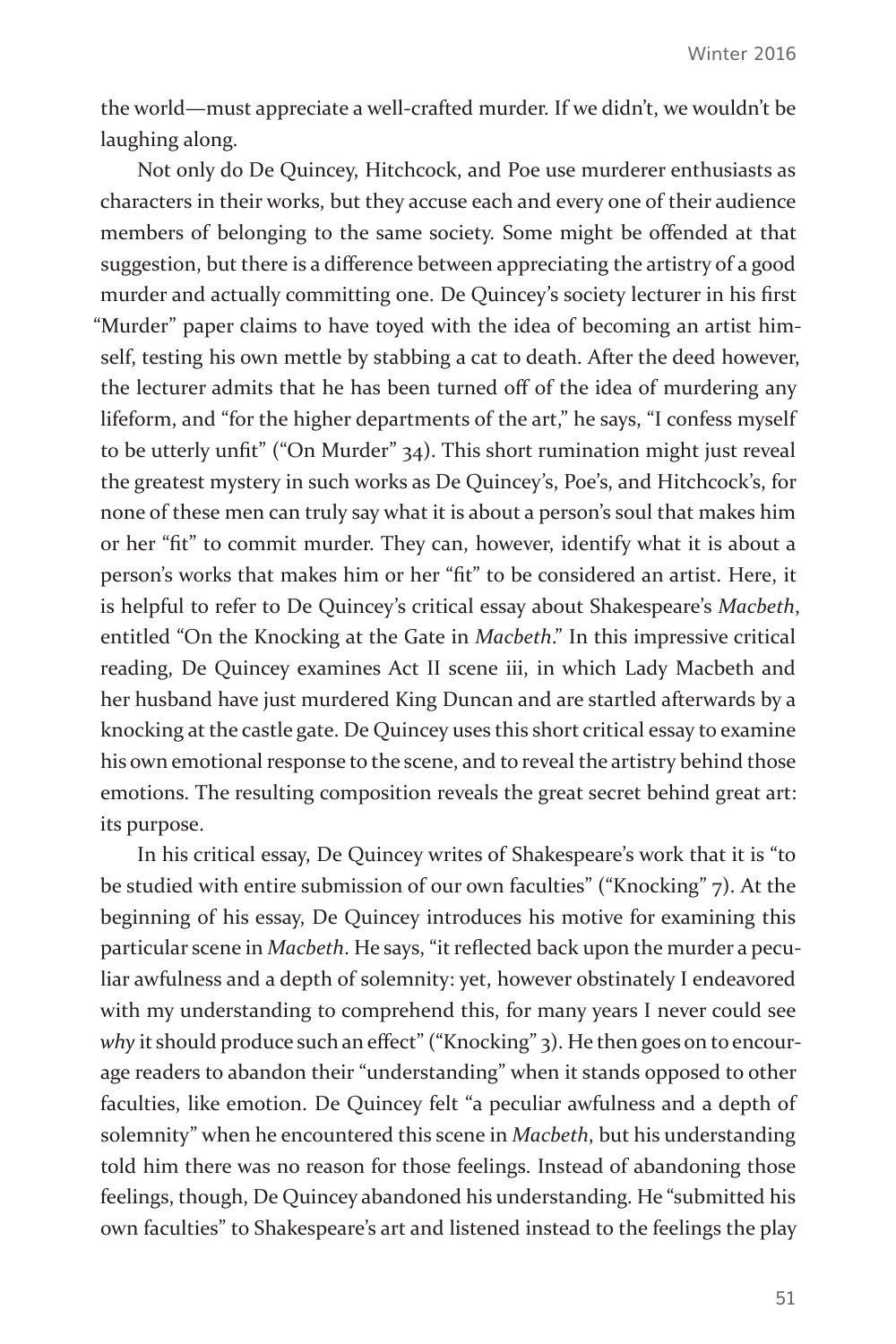the world—must appreciate a well-crafted murder. If we didn't, we wouldn't be laughing along.

Not only do De Quincey, Hitchcock, and Poe use murderer enthusiasts as characters in their works, but they accuse each and every one of their audience members of belonging to the same society. Some might be offended at that suggestion, but there is a difference between appreciating the artistry of a good murder and actually committing one. De Quincey's society lecturer in his first "Murder" paper claims to have toyed with the idea of becoming an artist himself, testing his own mettle by stabbing a cat to death. After the deed however, the lecturer admits that he has been turned off of the idea of murdering any lifeform, and "for the higher departments of the art," he says, "I confess myself to be utterly unfit" ("On Murder" 34). This short rumination might just reveal the greatest mystery in such works as De Quincey's, Poe's, and Hitchcock's, for none of these men can truly say what it is about a person's soul that makes him or her "fit" to commit murder. They can, however, identify what it is about a person's works that makes him or her "fit" to be considered an artist. Here, it is helpful to refer to De Quincey's critical essay about Shakespeare's *Macbeth*, entitled "On the Knocking at the Gate in *Macbeth*." In this impressive critical reading, De Quincey examines Act II scene iii, in which Lady Macbeth and her husband have just murdered King Duncan and are startled afterwards by a knocking at the castle gate. De Quincey uses this short critical essay to examine his own emotional response to the scene, and to reveal the artistry behind those emotions. The resulting composition reveals the great secret behind great art: its purpose.

In his critical essay, De Quincey writes of Shakespeare's work that it is "to be studied with entire submission of our own faculties" ("Knocking" 7). At the beginning of his essay, De Quincey introduces his motive for examining this particular scene in *Macbeth*. He says, "it reflected back upon the murder a peculiar awfulness and a depth of solemnity: yet, however obstinately I endeavored with my understanding to comprehend this, for many years I never could see *why* it should produce such an effect" ("Knocking" 3). He then goes on to encourage readers to abandon their "understanding" when it stands opposed to other faculties, like emotion. De Quincey felt "a peculiar awfulness and a depth of solemnity" when he encountered this scene in *Macbeth*, but his understanding told him there was no reason for those feelings. Instead of abandoning those feelings, though, De Quincey abandoned his understanding. He "submitted his own faculties" to Shakespeare's art and listened instead to the feelings the play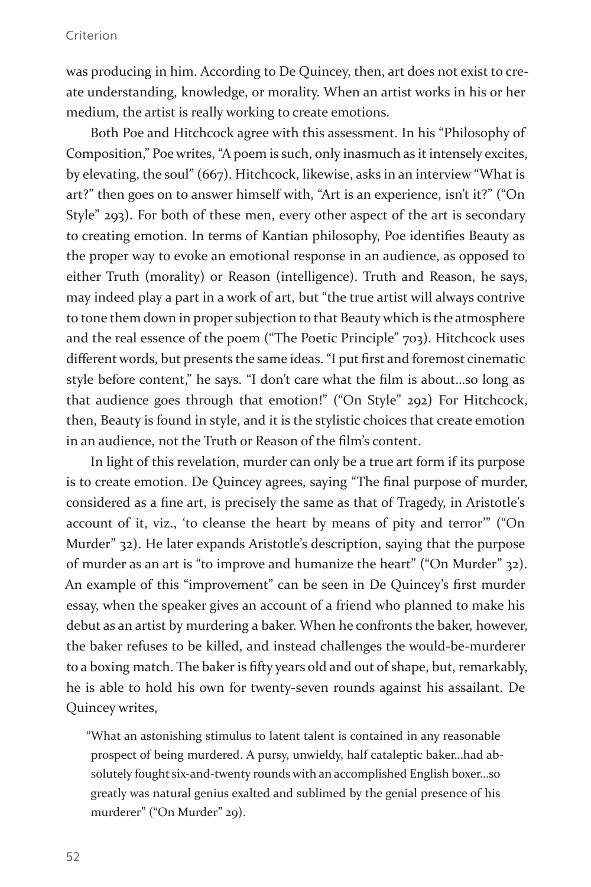was producing in him. According to De Quincey, then, art does not exist to create understanding, knowledge, or morality. When an artist works in his or her medium, the artist is really working to create emotions.

Both Poe and Hitchcock agree with this assessment. In his "Philosophy of Composition," Poe writes, "A poem is such, only inasmuch as it intensely excites, by elevating, the soul" (667). Hitchcock, likewise, asks in an interview "What is art?" then goes on to answer himself with, "Art is an experience, isn't it?" ("On Style" 293). For both of these men, every other aspect of the art is secondary to creating emotion. In terms of Kantian philosophy, Poe identifies Beauty as the proper way to evoke an emotional response in an audience, as opposed to either Truth (morality) or Reason (intelligence). Truth and Reason, he says, may indeed play a part in a work of art, but "the true artist will always contrive to tone them down in proper subjection to that Beauty which is the atmosphere and the real essence of the poem ("The Poetic Principle" 703). Hitchcock uses different words, but presents the same ideas. "I put first and foremost cinematic style before content," he says. "I don't care what the film is about…so long as that audience goes through that emotion!" ("On Style" 292) For Hitchcock, then, Beauty is found in style, and it is the stylistic choices that create emotion in an audience, not the Truth or Reason of the film's content.

In light of this revelation, murder can only be a true art form if its purpose is to create emotion. De Quincey agrees, saying "The final purpose of murder, considered as a fine art, is precisely the same as that of Tragedy, in Aristotle's account of it, viz., 'to cleanse the heart by means of pity and terror'" ("On Murder" 32). He later expands Aristotle's description, saying that the purpose of murder as an art is "to improve and humanize the heart" ("On Murder" 32). An example of this "improvement" can be seen in De Quincey's first murder essay, when the speaker gives an account of a friend who planned to make his debut as an artist by murdering a baker. When he confronts the baker, however, the baker refuses to be killed, and instead challenges the would-be-murderer to a boxing match. The baker is fifty years old and out of shape, but, remarkably, he is able to hold his own for twenty-seven rounds against his assailant. De Quincey writes,

> "What an astonishing stimulus to latent talent is contained in any reasonable prospect of being murdered. A pursy, unwieldy, half cataleptic baker…had absolutely fought six-and-twenty rounds with an accomplished English boxer…so greatly was natural genius exalted and sublimed by the genial presence of his murderer" ("On Murder" 29).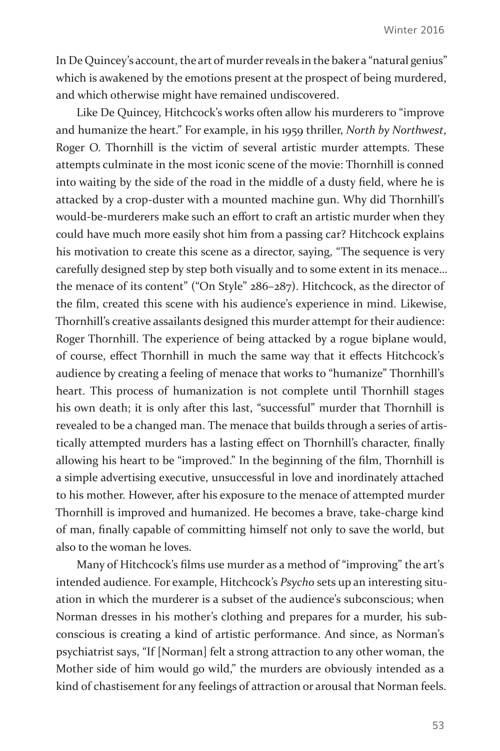In De Quincey's account, the art of murder reveals in the baker a "natural genius" which is awakened by the emotions present at the prospect of being murdered, and which otherwise might have remained undiscovered.

Like De Quincey, Hitchcock's works often allow his murderers to "improve and humanize the heart." For example, in his 1959 thriller, *North by Northwest*, Roger O. Thornhill is the victim of several artistic murder attempts. These attempts culminate in the most iconic scene of the movie: Thornhill is conned into waiting by the side of the road in the middle of a dusty field, where he is attacked by a crop-duster with a mounted machine gun. Why did Thornhill's would-be-murderers make such an effort to craft an artistic murder when they could have much more easily shot him from a passing car? Hitchcock explains his motivation to create this scene as a director, saying, "The sequence is very carefully designed step by step both visually and to some extent in its menace… the menace of its content" ("On Style" 286–287). Hitchcock, as the director of the film, created this scene with his audience's experience in mind. Likewise, Thornhill's creative assailants designed this murder attempt for their audience: Roger Thornhill. The experience of being attacked by a rogue biplane would, of course, effect Thornhill in much the same way that it effects Hitchcock's audience by creating a feeling of menace that works to "humanize" Thornhill's heart. This process of humanization is not complete until Thornhill stages his own death; it is only after this last, "successful" murder that Thornhill is revealed to be a changed man. The menace that builds through a series of artistically attempted murders has a lasting effect on Thornhill's character, finally allowing his heart to be "improved." In the beginning of the film, Thornhill is a simple advertising executive, unsuccessful in love and inordinately attached to his mother. However, after his exposure to the menace of attempted murder Thornhill is improved and humanized. He becomes a brave, take-charge kind of man, finally capable of committing himself not only to save the world, but also to the woman he loves.

Many of Hitchcock's films use murder as a method of "improving" the art's intended audience. For example, Hitchcock's *Psycho* sets up an interesting situation in which the murderer is a subset of the audience's subconscious; when Norman dresses in his mother's clothing and prepares for a murder, his subconscious is creating a kind of artistic performance. And since, as Norman's psychiatrist says, "If [Norman] felt a strong attraction to any other woman, the Mother side of him would go wild," the murders are obviously intended as a kind of chastisement for any feelings of attraction or arousal that Norman feels.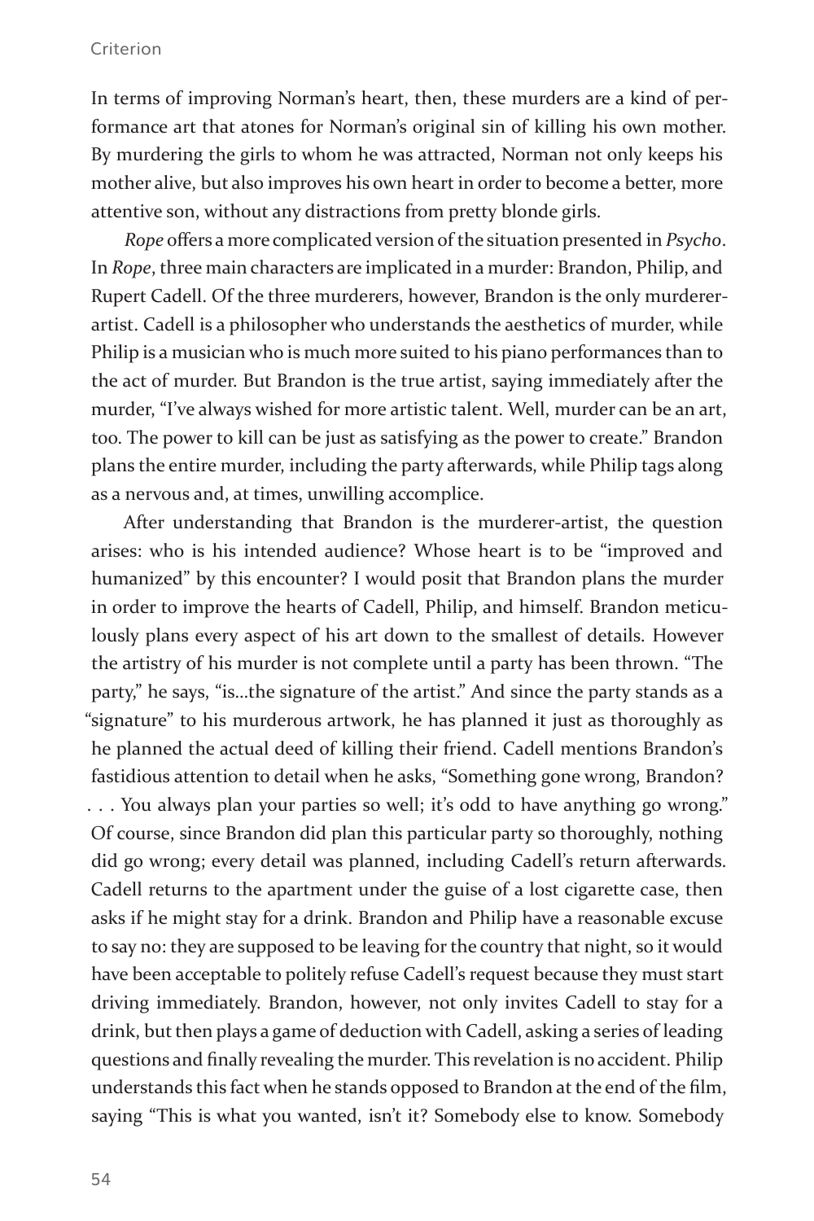In terms of improving Norman's heart, then, these murders are a kind of performance art that atones for Norman's original sin of killing his own mother. By murdering the girls to whom he was attracted, Norman not only keeps his mother alive, but also improves his own heart in order to become a better, more attentive son, without any distractions from pretty blonde girls.

*Rope* offers a more complicated version of the situation presented in *Psycho*. In *Rope*, three main characters are implicated in a murder: Brandon, Philip, and Rupert Cadell. Of the three murderers, however, Brandon is the only murderer-artist. Cadell is a philosopher who understands the aesthetics of murder, while Philip is a musician who is much more suited to his piano performances than to the act of murder. But Brandon is the true artist, saying immediately after the murder, "I've always wished for more artistic talent. Well, murder can be an art, too. The power to kill can be just as satisfying as the power to create." Brandon plans the entire murder, including the party afterwards, while Philip tags along as a nervous and, at times, unwilling accomplice.

After understanding that Brandon is the murderer-artist, the question arises: who is his intended audience? Whose heart is to be "improved and humanized" by this encounter? I would posit that Brandon plans the murder in order to improve the hearts of Cadell, Philip, and himself. Brandon meticulously plans every aspect of his art down to the smallest of details. However the artistry of his murder is not complete until a party has been thrown. "The party," he says, "is...the signature of the artist." And since the party stands as a "signature" to his murderous artwork, he has planned it just as thoroughly as he planned the actual deed of killing their friend. Cadell mentions Brandon's fastidious attention to detail when he asks, "Something gone wrong, Brandon? . . . You always plan your parties so well; it's odd to have anything go wrong." Of course, since Brandon did plan this particular party so thoroughly, nothing did go wrong; every detail was planned, including Cadell's return afterwards. Cadell returns to the apartment under the guise of a lost cigarette case, then asks if he might stay for a drink. Brandon and Philip have a reasonable excuse to say no: they are supposed to be leaving for the country that night, so it would have been acceptable to politely refuse Cadell's request because they must start driving immediately. Brandon, however, not only invites Cadell to stay for a drink, but then plays a game of deduction with Cadell, asking a series of leading questions and finally revealing the murder. This revelation is no accident. Philip understands this fact when he stands opposed to Brandon at the end of the film, saying "This is what you wanted, isn't it? Somebody else to know. Somebody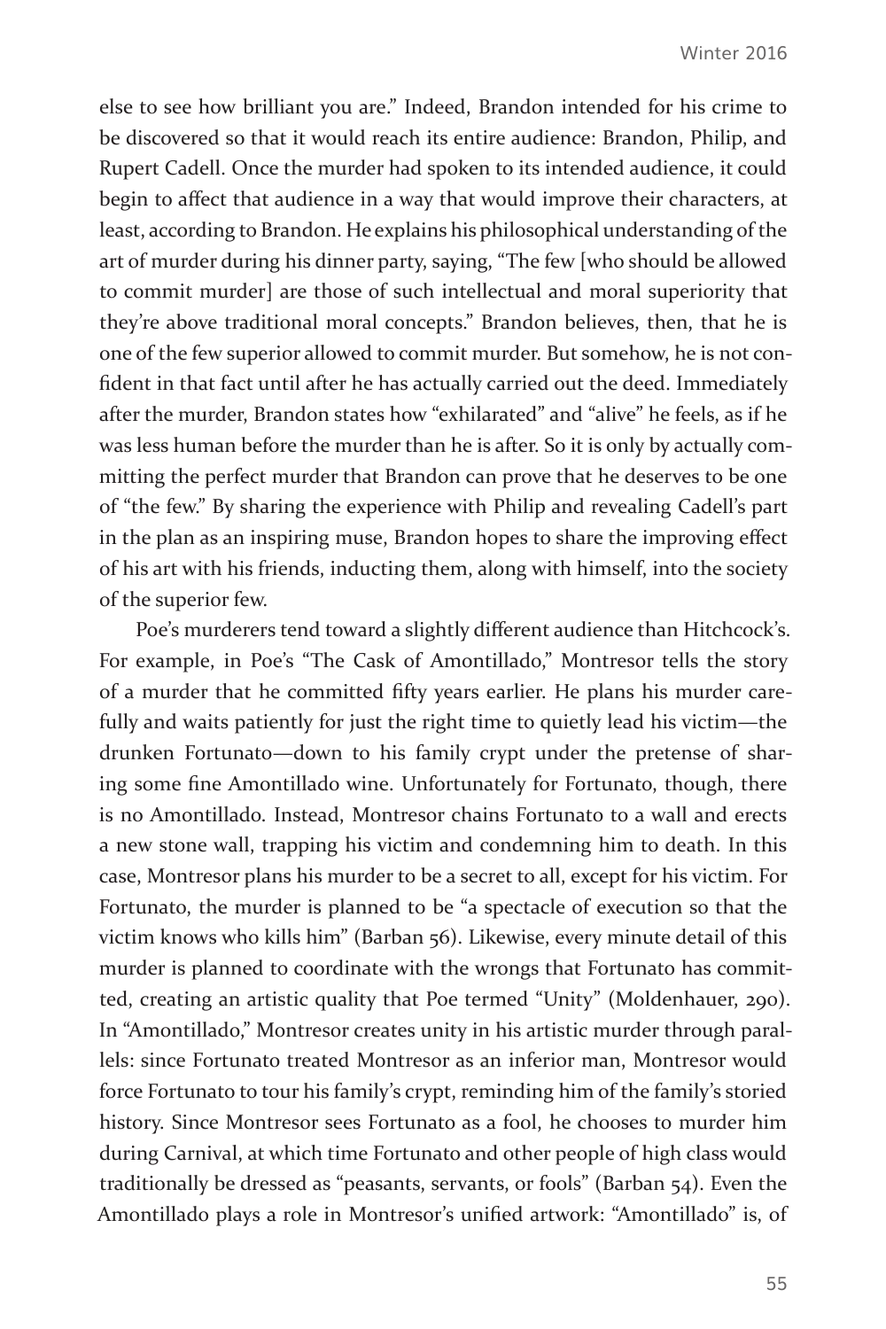else to see how brilliant you are." Indeed, Brandon intended for his crime to be discovered so that it would reach its entire audience: Brandon, Philip, and Rupert Cadell. Once the murder had spoken to its intended audience, it could begin to affect that audience in a way that would improve their characters, at least, according to Brandon. He explains his philosophical understanding of the art of murder during his dinner party, saying, "The few [who should be allowed to commit murder] are those of such intellectual and moral superiority that they're above traditional moral concepts." Brandon believes, then, that he is one of the few superior allowed to commit murder. But somehow, he is not confident in that fact until after he has actually carried out the deed. Immediately after the murder, Brandon states how "exhilarated" and "alive" he feels, as if he was less human before the murder than he is after. So it is only by actually committing the perfect murder that Brandon can prove that he deserves to be one of "the few." By sharing the experience with Philip and revealing Cadell's part in the plan as an inspiring muse, Brandon hopes to share the improving effect of his art with his friends, inducting them, along with himself, into the society of the superior few.

Poe's murderers tend toward a slightly different audience than Hitchcock's. For example, in Poe's "The Cask of Amontillado," Montresor tells the story of a murder that he committed fifty years earlier. He plans his murder carefully and waits patiently for just the right time to quietly lead his victim—the drunken Fortunato—down to his family crypt under the pretense of sharing some fine Amontillado wine. Unfortunately for Fortunato, though, there is no Amontillado. Instead, Montresor chains Fortunato to a wall and erects a new stone wall, trapping his victim and condemning him to death. In this case, Montresor plans his murder to be a secret to all, except for his victim. For Fortunato, the murder is planned to be "a spectacle of execution so that the victim knows who kills him" (Barban 56). Likewise, every minute detail of this murder is planned to coordinate with the wrongs that Fortunato has committed, creating an artistic quality that Poe termed "Unity" (Moldenhauer, 290). In "Amontillado," Montresor creates unity in his artistic murder through parallels: since Fortunato treated Montresor as an inferior man, Montresor would force Fortunato to tour his family's crypt, reminding him of the family's storied history. Since Montresor sees Fortunato as a fool, he chooses to murder him during Carnival, at which time Fortunato and other people of high class would traditionally be dressed as "peasants, servants, or fools" (Barban 54). Even the Amontillado plays a role in Montresor's unified artwork: "Amontillado" is, of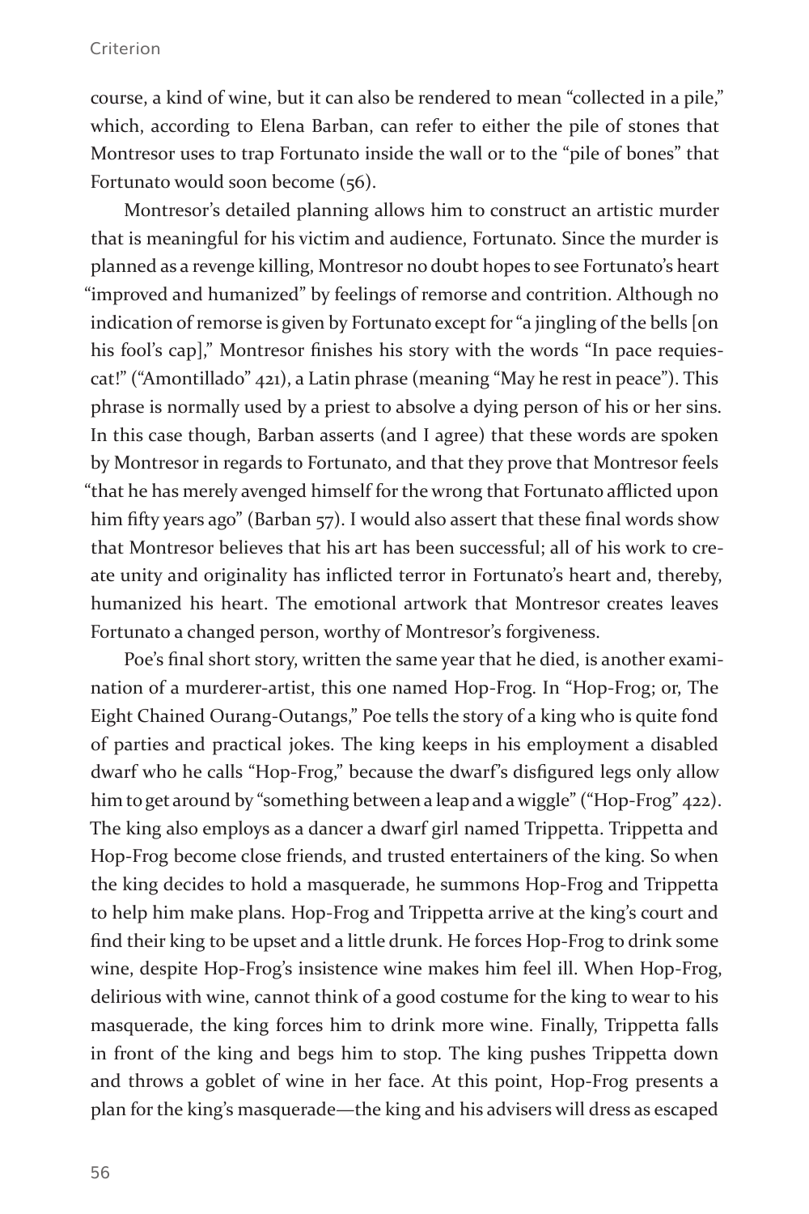course, a kind of wine, but it can also be rendered to mean "collected in a pile," which, according to Elena Barban, can refer to either the pile of stones that Montresor uses to trap Fortunato inside the wall or to the "pile of bones" that Fortunato would soon become (56).

Montresor's detailed planning allows him to construct an artistic murder that is meaningful for his victim and audience, Fortunato. Since the murder is planned as a revenge killing, Montresor no doubt hopes to see Fortunato's heart "improved and humanized" by feelings of remorse and contrition. Although no indication of remorse is given by Fortunato except for "a jingling of the bells [on his fool's cap]," Montresor finishes his story with the words "In pace requiescat!" ("Amontillado" 421), a Latin phrase (meaning "May he rest in peace"). This phrase is normally used by a priest to absolve a dying person of his or her sins. In this case though, Barban asserts (and I agree) that these words are spoken by Montresor in regards to Fortunato, and that they prove that Montresor feels "that he has merely avenged himself for the wrong that Fortunato afflicted upon him fifty years ago" (Barban 57). I would also assert that these final words show that Montresor believes that his art has been successful; all of his work to create unity and originality has inflicted terror in Fortunato's heart and, thereby, humanized his heart. The emotional artwork that Montresor creates leaves Fortunato a changed person, worthy of Montresor's forgiveness.

Poe's final short story, written the same year that he died, is another examination of a murderer-artist, this one named Hop-Frog. In "Hop-Frog; or, The Eight Chained Ourang-Outangs," Poe tells the story of a king who is quite fond of parties and practical jokes. The king keeps in his employment a disabled dwarf who he calls "Hop-Frog," because the dwarf's disfigured legs only allow him to get around by "something between a leap and a wiggle" ("Hop-Frog" 422). The king also employs as a dancer a dwarf girl named Trippetta. Trippetta and Hop-Frog become close friends, and trusted entertainers of the king. So when the king decides to hold a masquerade, he summons Hop-Frog and Trippetta to help him make plans. Hop-Frog and Trippetta arrive at the king's court and find their king to be upset and a little drunk. He forces Hop-Frog to drink some wine, despite Hop-Frog's insistence wine makes him feel ill. When Hop-Frog, delirious with wine, cannot think of a good costume for the king to wear to his masquerade, the king forces him to drink more wine. Finally, Trippetta falls in front of the king and begs him to stop. The king pushes Trippetta down and throws a goblet of wine in her face. At this point, Hop-Frog presents a plan for the king's masquerade—the king and his advisers will dress as escaped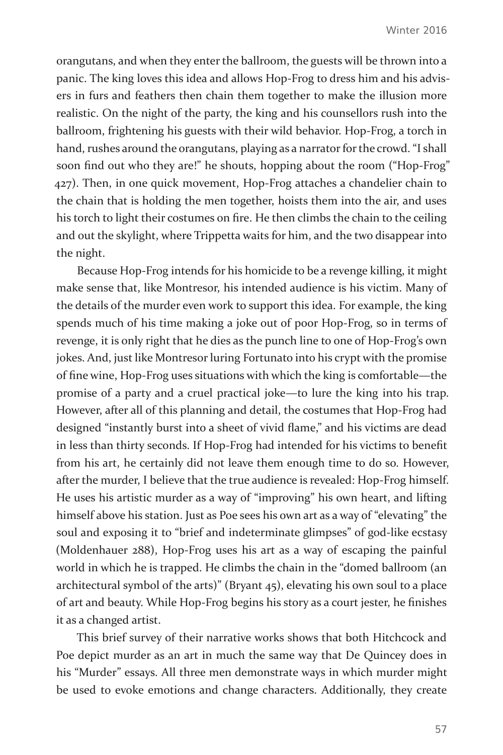orangutans, and when they enter the ballroom, the guests will be thrown into a panic. The king loves this idea and allows Hop-Frog to dress him and his advisers in furs and feathers then chain them together to make the illusion more realistic. On the night of the party, the king and his counsellors rush into the ballroom, frightening his guests with their wild behavior. Hop-Frog, a torch in hand, rushes around the orangutans, playing as a narrator for the crowd. "I shall soon find out who they are!" he shouts, hopping about the room ("Hop-Frog" 427). Then, in one quick movement, Hop-Frog attaches a chandelier chain to the chain that is holding the men together, hoists them into the air, and uses his torch to light their costumes on fire. He then climbs the chain to the ceiling and out the skylight, where Trippetta waits for him, and the two disappear into the night.

Because Hop-Frog intends for his homicide to be a revenge killing, it might make sense that, like Montresor, his intended audience is his victim. Many of the details of the murder even work to support this idea. For example, the king spends much of his time making a joke out of poor Hop-Frog, so in terms of revenge, it is only right that he dies as the punch line to one of Hop-Frog's own jokes. And, just like Montresor luring Fortunato into his crypt with the promise of fine wine, Hop-Frog uses situations with which the king is comfortable—the promise of a party and a cruel practical joke—to lure the king into his trap. However, after all of this planning and detail, the costumes that Hop-Frog had designed "instantly burst into a sheet of vivid flame," and his victims are dead in less than thirty seconds. If Hop-Frog had intended for his victims to benefit from his art, he certainly did not leave them enough time to do so. However, after the murder, I believe that the true audience is revealed: Hop-Frog himself. He uses his artistic murder as a way of "improving" his own heart, and lifting himself above his station. Just as Poe sees his own art as a way of "elevating" the soul and exposing it to "brief and indeterminate glimpses" of god-like ecstasy (Moldenhauer 288), Hop-Frog uses his art as a way of escaping the painful world in which he is trapped. He climbs the chain in the "domed ballroom (an architectural symbol of the arts)" (Bryant 45), elevating his own soul to a place of art and beauty. While Hop-Frog begins his story as a court jester, he finishes it as a changed artist.

This brief survey of their narrative works shows that both Hitchcock and Poe depict murder as an art in much the same way that De Quincey does in his "Murder" essays. All three men demonstrate ways in which murder might be used to evoke emotions and change characters. Additionally, they create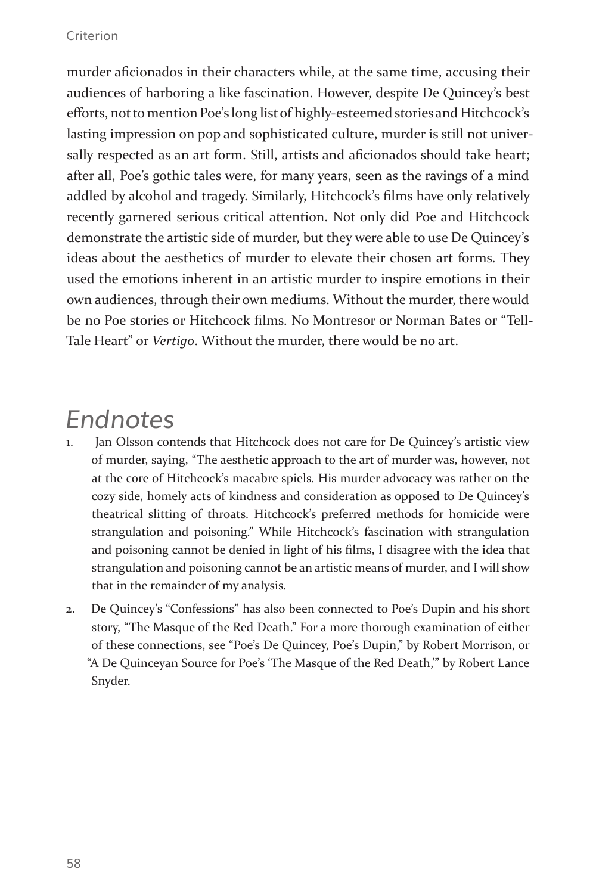murder aficionados in their characters while, at the same time, accusing their audiences of harboring a like fascination. However, despite De Quincey's best efforts, not to mention Poe's long list of highly-esteemed stories and Hitchcock's lasting impression on pop and sophisticated culture, murder is still not universally respected as an art form. Still, artists and aficionados should take heart; after all, Poe's gothic tales were, for many years, seen as the ravings of a mind addled by alcohol and tragedy. Similarly, Hitchcock's films have only relatively recently garnered serious critical attention. Not only did Poe and Hitchcock demonstrate the artistic side of murder, but they were able to use De Quincey's ideas about the aesthetics of murder to elevate their chosen art forms. They used the emotions inherent in an artistic murder to inspire emotions in their own audiences, through their own mediums. Without the murder, there would be no Poe stories or Hitchcock films. No Montresor or Norman Bates or "Tell-Tale Heart" or *Vertigo*. Without the murder, there would be no art.

## Endnotes

1. Jan Olsson contends that Hitchcock does not care for De Quincey's artistic view of murder, saying, "The aesthetic approach to the art of murder was, however, not at the core of Hitchcock's macabre spiels. His murder advocacy was rather on the cozy side, homely acts of kindness and consideration as opposed to De Quincey's theatrical slitting of throats. Hitchcock's preferred methods for homicide were strangulation and poisoning." While Hitchcock's fascination with strangulation and poisoning cannot be denied in light of his films, I disagree with the idea that strangulation and poisoning cannot be an artistic means of murder, and I will show that in the remainder of my analysis.

2. De Quincey's "Confessions" has also been connected to Poe's Dupin and his short story, "The Masque of the Red Death." For a more thorough examination of either of these connections, see "Poe's De Quincey, Poe's Dupin," by Robert Morrison, or "A De Quinceyan Source for Poe's 'The Masque of the Red Death,'" by Robert Lance Snyder.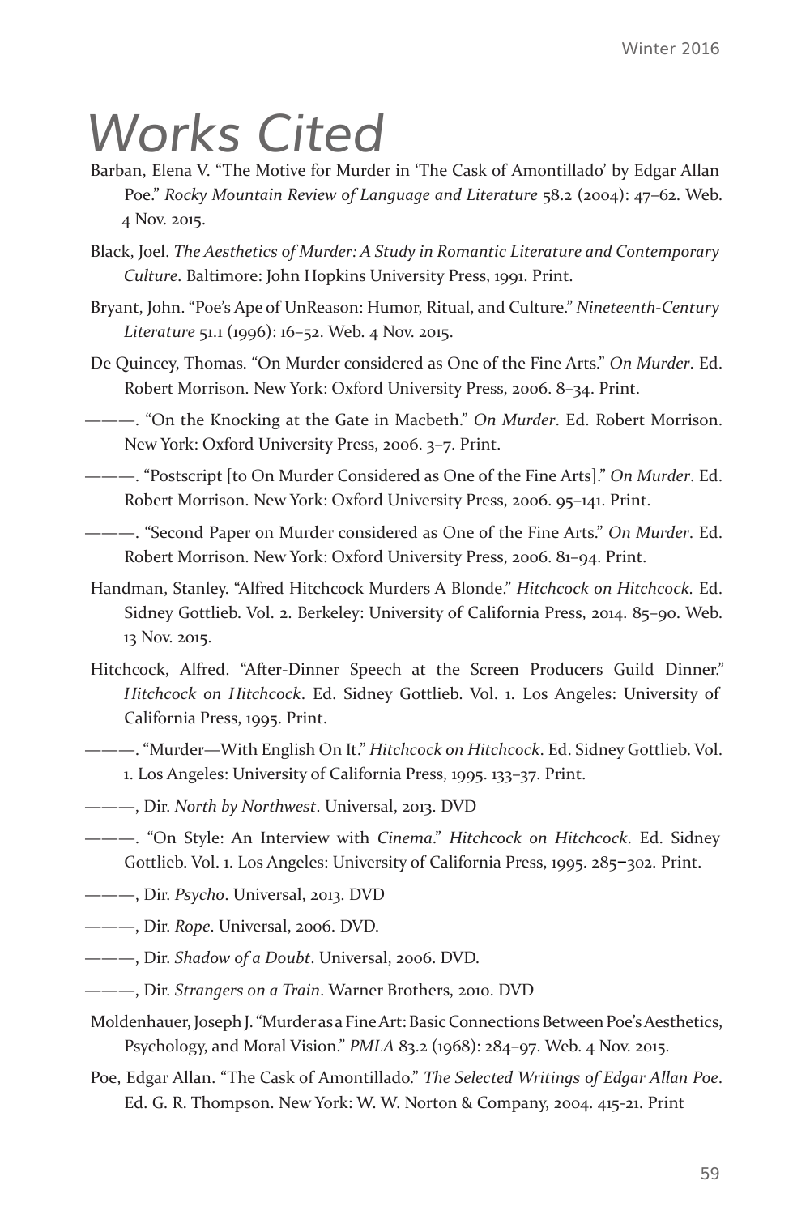# Works Cited

Barban, Elena V. "The Motive for Murder in 'The Cask of Amontillado' by Edgar Allan Poe." *Rocky Mountain Review of Language and Literature* 58.2 (2004): 47–62. Web. 4 Nov. 2015.

Black, Joel. *The Aesthetics of Murder: A Study in Romantic Literature and Contemporary Culture*. Baltimore: John Hopkins University Press, 1991. Print.

Bryant, John. "Poe's Ape of UnReason: Humor, Ritual, and Culture." *Nineteenth-Century Literature* 51.1 (1996): 16–52. Web. 4 Nov. 2015.

De Quincey, Thomas. "On Murder considered as One of the Fine Arts." *On Murder*. Ed. Robert Morrison. New York: Oxford University Press, 2006. 8–34. Print.

———. "On the Knocking at the Gate in Macbeth." *On Murder*. Ed. Robert Morrison. New York: Oxford University Press, 2006. 3–7. Print.

———. "Postscript [to On Murder Considered as One of the Fine Arts]." *On Murder*. Ed. Robert Morrison. New York: Oxford University Press, 2006. 95–141. Print.

———. "Second Paper on Murder considered as One of the Fine Arts." *On Murder*. Ed. Robert Morrison. New York: Oxford University Press, 2006. 81–94. Print.

Handman, Stanley. "Alfred Hitchcock Murders A Blonde." *Hitchcock on Hitchcock*. Ed. Sidney Gottlieb. Vol. 2. Berkeley: University of California Press, 2014. 85–90. Web. 13 Nov. 2015.

Hitchcock, Alfred. "After-Dinner Speech at the Screen Producers Guild Dinner." *Hitchcock on Hitchcock*. Ed. Sidney Gottlieb. Vol. 1. Los Angeles: University of California Press, 1995. Print.

———. "Murder—With English On It." *Hitchcock on Hitchcock*. Ed. Sidney Gottlieb. Vol. 1. Los Angeles: University of California Press, 1995. 133–37. Print.

———, Dir. *North by Northwest*. Universal, 2013. DVD

———. "On Style: An Interview with *Cinema*." *Hitchcock on Hitchcock*. Ed. Sidney Gottlieb. Vol. 1. Los Angeles: University of California Press, 1995. 285–302. Print.

———, Dir. *Psycho*. Universal, 2013. DVD

———, Dir. *Rope*. Universal, 2006. DVD.

———, Dir. *Shadow of a Doubt*. Universal, 2006. DVD.

———, Dir. *Strangers on a Train*. Warner Brothers, 2010. DVD

Moldenhauer, Joseph J. "Murder as a Fine Art: Basic Connections Between Poe's Aesthetics, Psychology, and Moral Vision." *PMLA* 83.2 (1968): 284–97. Web. 4 Nov. 2015.

Poe, Edgar Allan. "The Cask of Amontillado." *The Selected Writings of Edgar Allan Poe*. Ed. G. R. Thompson. New York: W. W. Norton & Company, 2004. 415-21. Print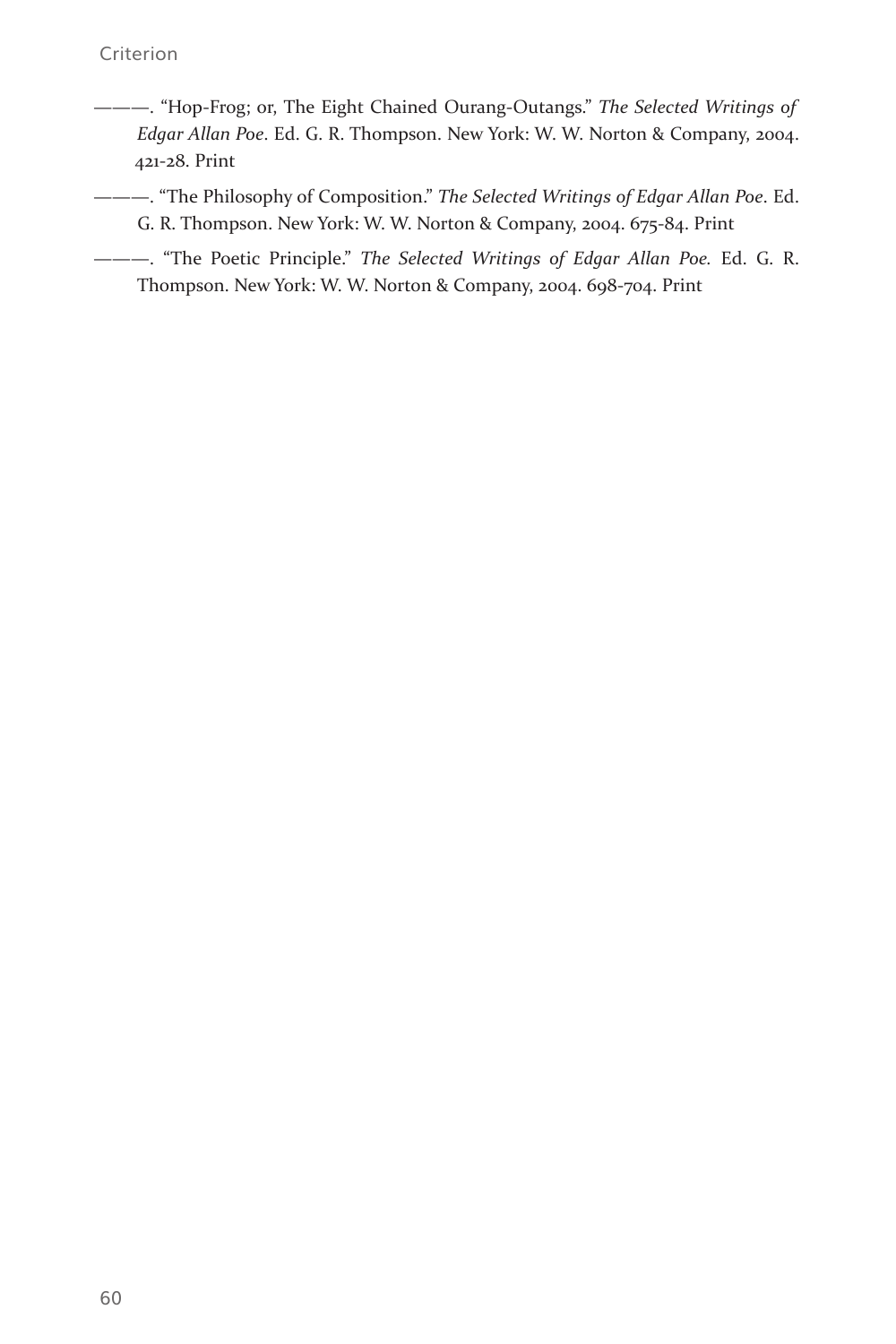———. "Hop-Frog; or, The Eight Chained Ourang-Outangs." *The Selected Writings of Edgar Allan Poe*. Ed. G. R. Thompson. New York: W. W. Norton & Company, 2004. 421-28. Print

———. "The Philosophy of Composition." *The Selected Writings of Edgar Allan Poe*. Ed. G. R. Thompson. New York: W. W. Norton & Company, 2004. 675-84. Print

———. "The Poetic Principle." *The Selected Writings of Edgar Allan Poe.* Ed. G. R. Thompson. New York: W. W. Norton & Company, 2004. 698-704. Print